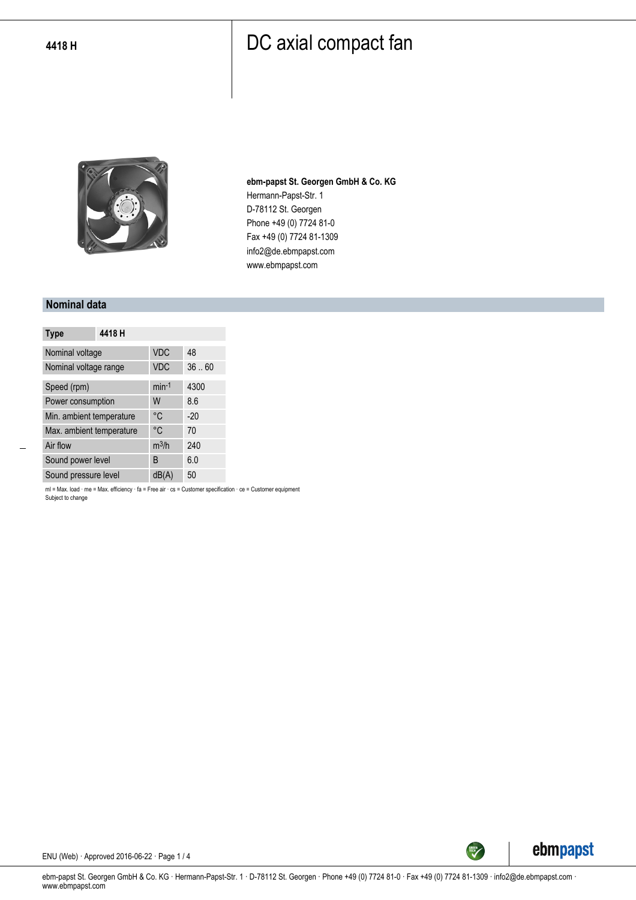**4418 H**

# DC axial compact fan

**ebm-papst St. Georgen GmbH & Co. KG**
Hermann-Papst-Str. 1
D-78112 St. Georgen
Phone +49 (0) 7724 81-0
Fax +49 (0) 7724 81-1309
info2@de.ebmpapst.com
www.ebmpapst.com

## Nominal data

| Type | 4418 H | |
|---|---|---|
| Nominal voltage | VDC | 48 |
| Nominal voltage range | VDC | 36 .. 60 |
| Speed (rpm) | $min^{-1}$ | 4300 |
| Power consumption | W | 8.6 |
| Min. ambient temperature | °C | -20 |
| Max. ambient temperature | °C | 70 |
| Air flow | $m^3/h$ | 240 |
| Sound power level | B | 6.0 |
| Sound pressure level | dB(A) | 50 |

ml = Max. load · me = Max. efficiency · fa = Free air · cs = Customer specification · ce = Customer equipment
Subject to change

ENU (Web) · Approved 2016-06-22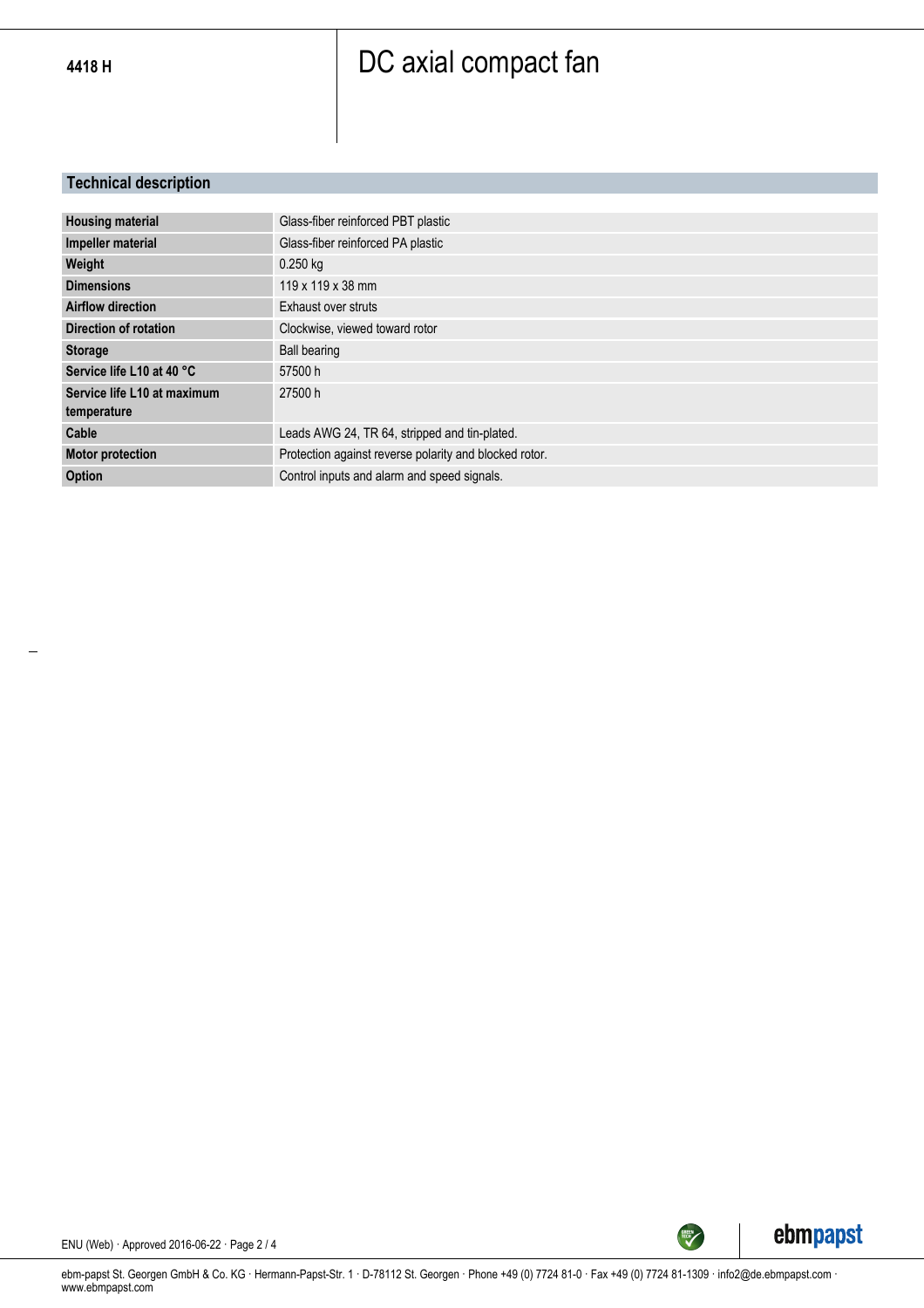4418 H

# DC axial compact fan

## Technical description

| | |
|---|---|
| **Housing material** | Glass-fiber reinforced PBT plastic |
| **Impeller material** | Glass-fiber reinforced PA plastic |
| **Weight** | 0.250 kg |
| **Dimensions** | 119 x 119 x 38 mm |
| **Airflow direction** | Exhaust over struts |
| **Direction of rotation** | Clockwise, viewed toward rotor |
| **Storage** | Ball bearing |
| **Service life L10 at 40 °C** | 57500 h |
| **Service life L10 at maximum temperature** | 27500 h |
| **Cable** | Leads AWG 24, TR 64, stripped and tin-plated. |
| **Motor protection** | Protection against reverse polarity and blocked rotor. |
| **Option** | Control inputs and alarm and speed signals. |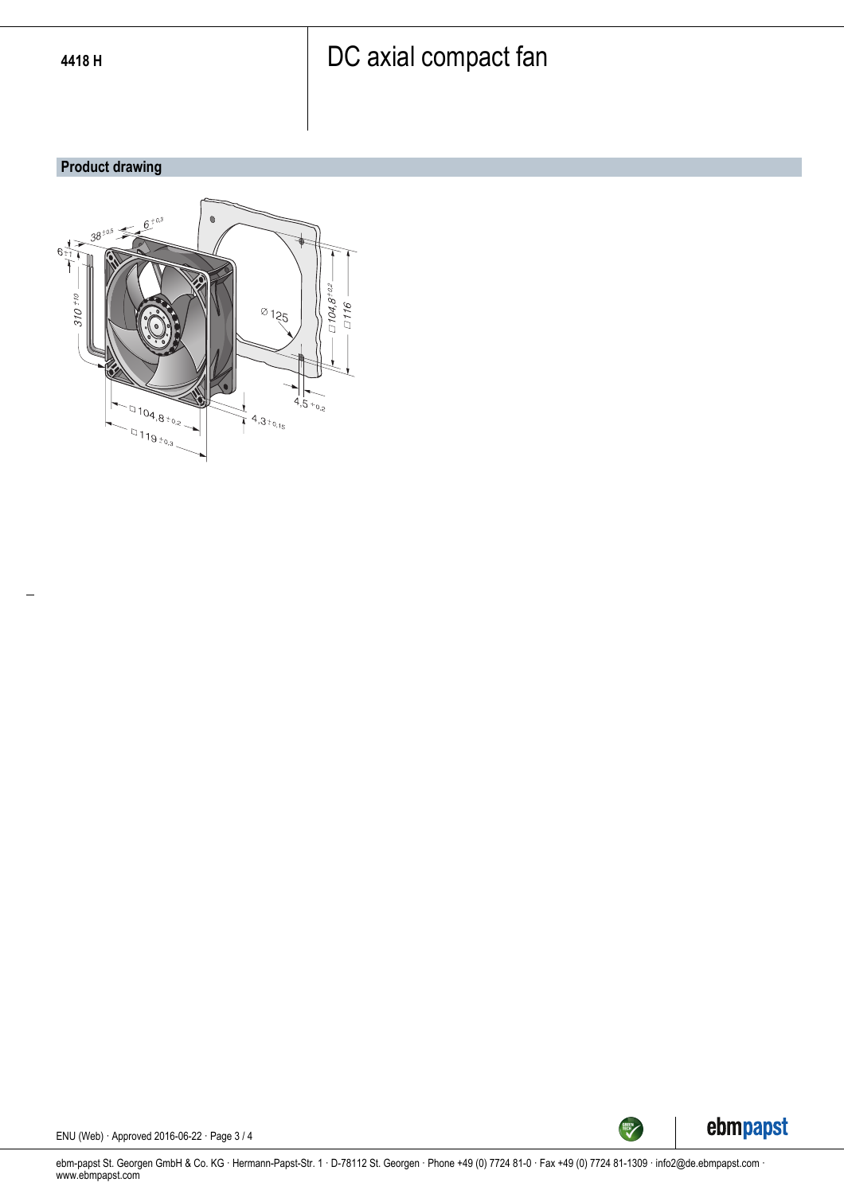# DC axial compact fan

4418 H

## Product drawing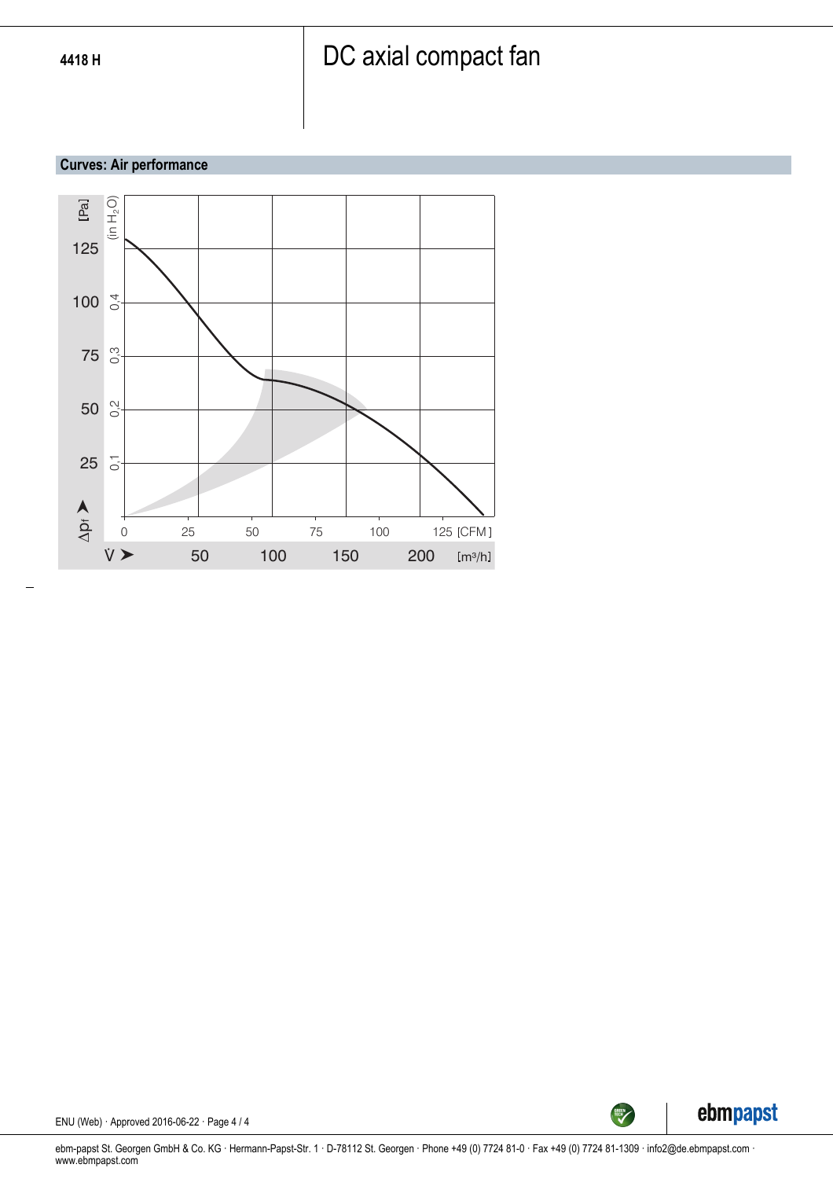## Curves: Air performance

[Pa] (in $H_2O$)

125

100 0,4

75 0,3

50 0,2

25 0,1

$\Delta p_f$

0 25 50 75 100 125 [CFM]

$\dot{V}$ 50 100 150 200 [m³/h]